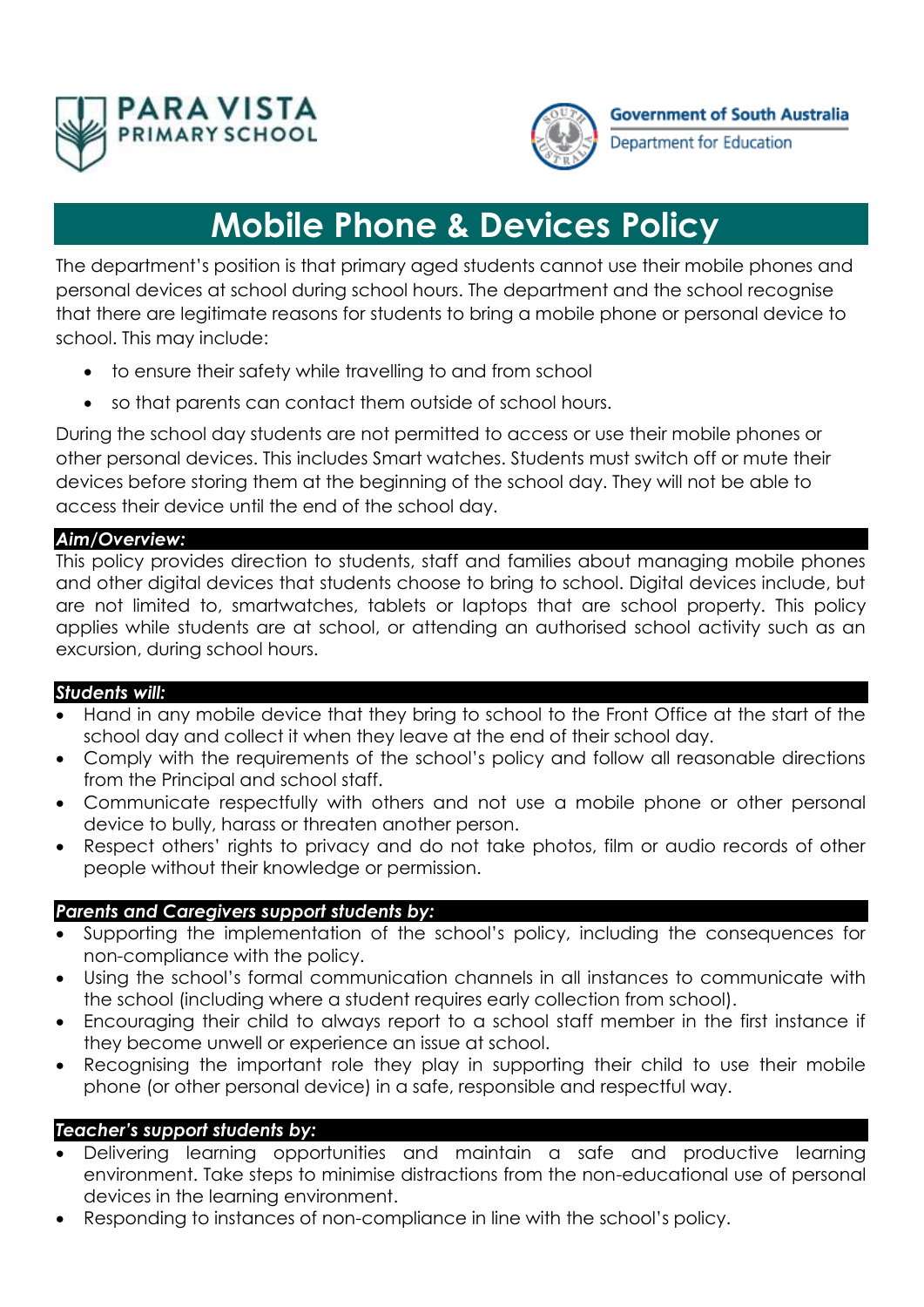PARA VISTA PRIMARY SCHOOL

Government of South Australia
Department for Education

# Mobile Phone & Devices Policy

The department's position is that primary aged students cannot use their mobile phones and personal devices at school during school hours. The department and the school recognise that there are legitimate reasons for students to bring a mobile phone or personal device to school. This may include:

- to ensure their safety while travelling to and from school
- so that parents can contact them outside of school hours.

During the school day students are not permitted to access or use their mobile phones or other personal devices. This includes Smart watches. Students must switch off or mute their devices before storing them at the beginning of the school day. They will not be able to access their device until the end of the school day.

### *Aim/Overview:*

This policy provides direction to students, staff and families about managing mobile phones and other digital devices that students choose to bring to school. Digital devices include, but are not limited to, smartwatches, tablets or laptops that are school property. This policy applies while students are at school, or attending an authorised school activity such as an excursion, during school hours.

### *Students will:*

- Hand in any mobile device that they bring to school to the Front Office at the start of the school day and collect it when they leave at the end of their school day.
- Comply with the requirements of the school's policy and follow all reasonable directions from the Principal and school staff.
- Communicate respectfully with others and not use a mobile phone or other personal device to bully, harass or threaten another person.
- Respect others' rights to privacy and do not take photos, film or audio records of other people without their knowledge or permission.

### *Parents and Caregivers support students by:*

- Supporting the implementation of the school's policy, including the consequences for non-compliance with the policy.
- Using the school's formal communication channels in all instances to communicate with the school (including where a student requires early collection from school).
- Encouraging their child to always report to a school staff member in the first instance if they become unwell or experience an issue at school.
- Recognising the important role they play in supporting their child to use their mobile phone (or other personal device) in a safe, responsible and respectful way.

### *Teacher's support students by:*

- Delivering learning opportunities and maintain a safe and productive learning environment. Take steps to minimise distractions from the non-educational use of personal devices in the learning environment.
- Responding to instances of non-compliance in line with the school's policy.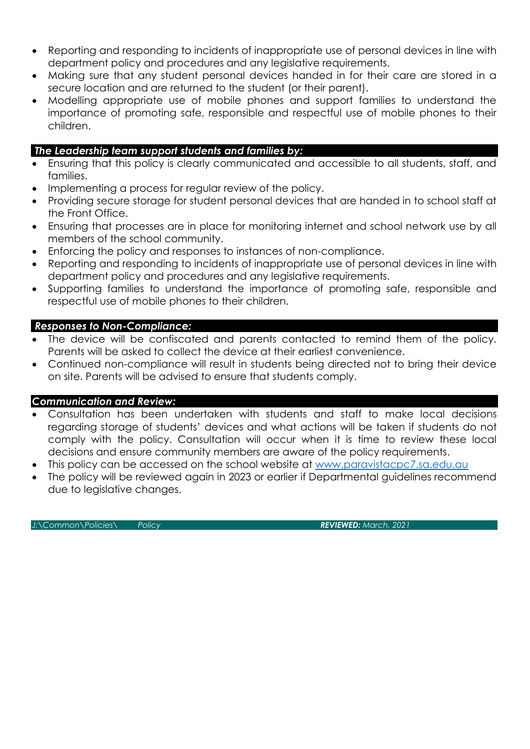- Reporting and responding to incidents of inappropriate use of personal devices in line with department policy and procedures and any legislative requirements.
- Making sure that any student personal devices handed in for their care are stored in a secure location and are returned to the student (or their parent).
- Modelling appropriate use of mobile phones and support families to understand the importance of promoting safe, responsible and respectful use of mobile phones to their children.

### *The Leadership team support students and families by:*

- Ensuring that this policy is clearly communicated and accessible to all students, staff, and families.
- Implementing a process for regular review of the policy.
- Providing secure storage for student personal devices that are handed in to school staff at the Front Office.
- Ensuring that processes are in place for monitoring internet and school network use by all members of the school community.
- Enforcing the policy and responses to instances of non-compliance.
- Reporting and responding to incidents of inappropriate use of personal devices in line with department policy and procedures and any legislative requirements.
- Supporting families to understand the importance of promoting safe, responsible and respectful use of mobile phones to their children.

### *Responses to Non-Compliance:*

- The device will be confiscated and parents contacted to remind them of the policy. Parents will be asked to collect the device at their earliest convenience.
- Continued non-compliance will result in students being directed not to bring their device on site. Parents will be advised to ensure that students comply.

### *Communication and Review:*

- Consultation has been undertaken with students and staff to make local decisions regarding storage of students' devices and what actions will be taken if students do not comply with the policy. Consultation will occur when it is time to review these local decisions and ensure community members are aware of the policy requirements.
- This policy can be accessed on the school website at [www.paravistacpc7.sa.edu.au](http://www.paravistacpc7.sa.edu.au)
- The policy will be reviewed again in 2023 or earlier if Departmental guidelines recommend due to legislative changes.

*J:\Common\Policies\ Policy* ***REVIEWED:*** *March, 2021*